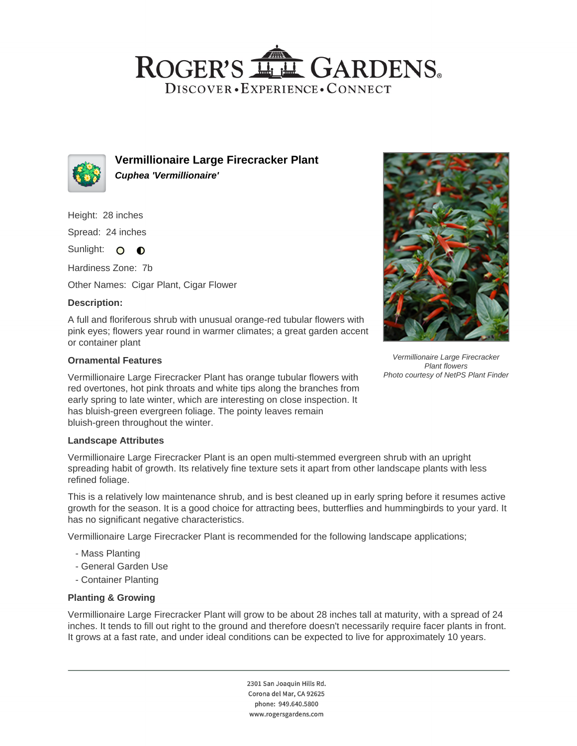# Vermillionaire Large Firecracker Plant

***Cuphea 'Vermillionaire'***

Height: 28 inches

Spread: 24 inches

Sunlight:

Hardiness Zone: 7b

Other Names: Cigar Plant, Cigar Flower

### Description:

A full and floriferous shrub with unusual orange-red tubular flowers with pink eyes; flowers year round in warmer climates; a great garden accent or container plant

*Vermillionaire Large Firecracker Plant flowers*
*Photo courtesy of NetPS Plant Finder*

### Ornamental Features

Vermillionaire Large Firecracker Plant has orange tubular flowers with red overtones, hot pink throats and white tips along the branches from early spring to late winter, which are interesting on close inspection. It has bluish-green evergreen foliage. The pointy leaves remain bluish-green throughout the winter.

### Landscape Attributes

Vermillionaire Large Firecracker Plant is an open multi-stemmed evergreen shrub with an upright spreading habit of growth. Its relatively fine texture sets it apart from other landscape plants with less refined foliage.

This is a relatively low maintenance shrub, and is best cleaned up in early spring before it resumes active growth for the season. It is a good choice for attracting bees, butterflies and hummingbirds to your yard. It has no significant negative characteristics.

Vermillionaire Large Firecracker Plant is recommended for the following landscape applications;

- Mass Planting
- General Garden Use
- Container Planting

### Planting & Growing

Vermillionaire Large Firecracker Plant will grow to be about 28 inches tall at maturity, with a spread of 24 inches. It tends to fill out right to the ground and therefore doesn't necessarily require facer plants in front. It grows at a fast rate, and under ideal conditions can be expected to live for approximately 10 years.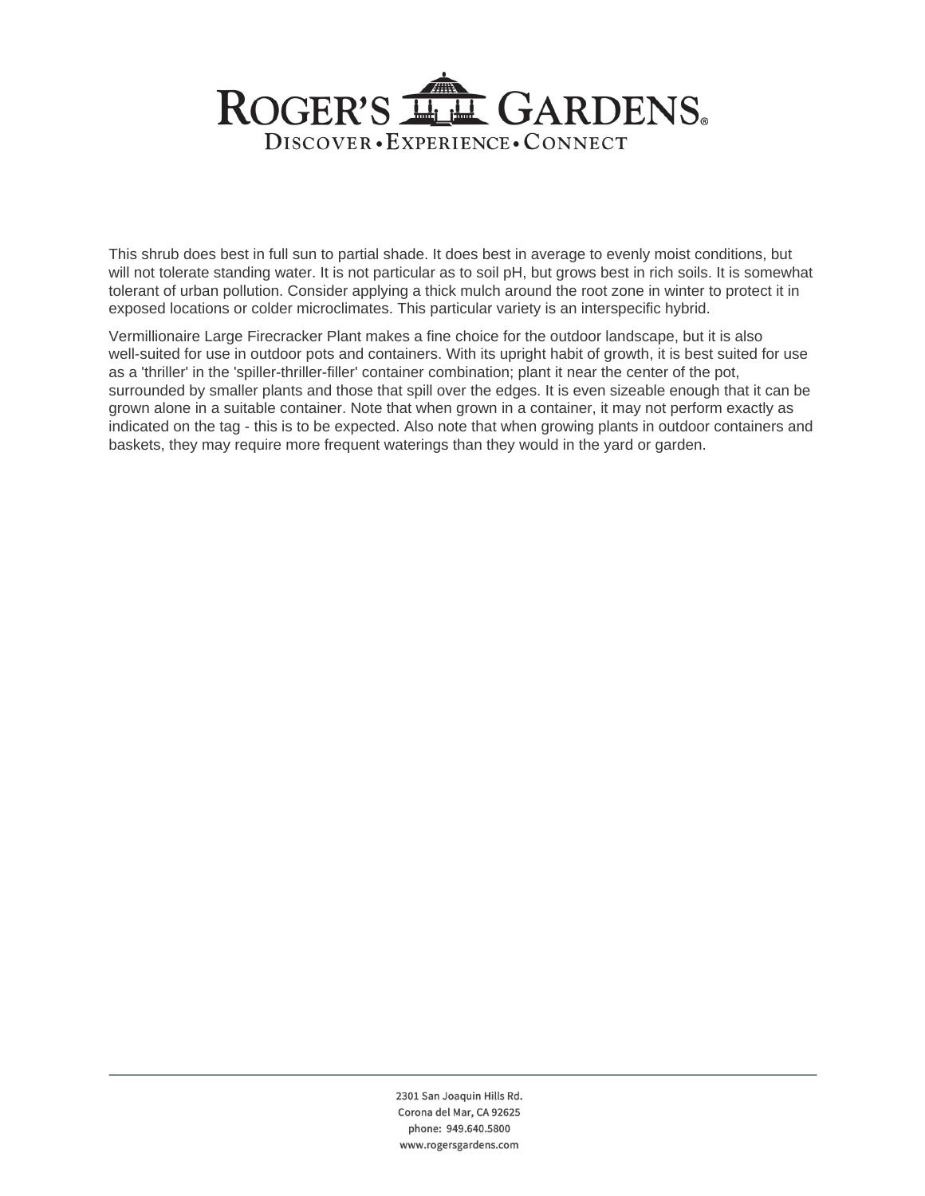This shrub does best in full sun to partial shade. It does best in average to evenly moist conditions, but will not tolerate standing water. It is not particular as to soil pH, but grows best in rich soils. It is somewhat tolerant of urban pollution. Consider applying a thick mulch around the root zone in winter to protect it in exposed locations or colder microclimates. This particular variety is an interspecific hybrid.

Vermillionaire Large Firecracker Plant makes a fine choice for the outdoor landscape, but it is also well-suited for use in outdoor pots and containers. With its upright habit of growth, it is best suited for use as a 'thriller' in the 'spiller-thriller-filler' container combination; plant it near the center of the pot, surrounded by smaller plants and those that spill over the edges. It is even sizeable enough that it can be grown alone in a suitable container. Note that when grown in a container, it may not perform exactly as indicated on the tag - this is to be expected. Also note that when growing plants in outdoor containers and baskets, they may require more frequent waterings than they would in the yard or garden.